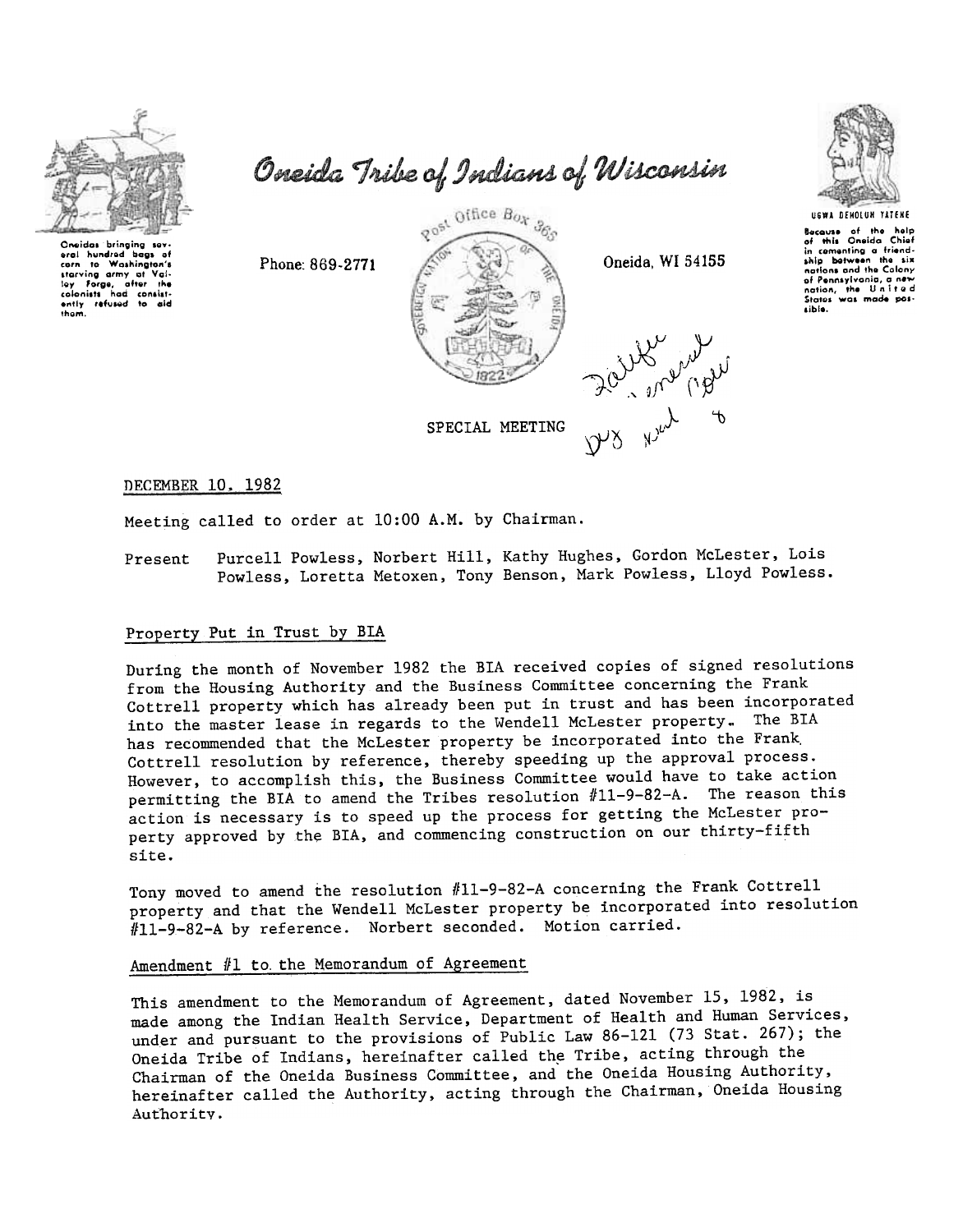# Oneida Tribe of Indians of Wisconsin

Oneidas bringing several hundred bags of corn to Washington's starving army at Valley Forge, after the colonists had consistently refused to aid them.

Phone: 869-2771

Post Office Box 365

Oneida, WI 54155

UGWA DEHOLUH YATEHE

Because of the help of this Oneida Chief in cementing a friendship between the six nations and the Colony of Pennsylvania, a new nation, the United States was made possible.

Ratified General Dez 12 8

SPECIAL MEETING

DECEMBER 10, 1982

Meeting called to order at 10:00 A.M. by Chairman.

Present Purcell Powless, Norbert Hill, Kathy Hughes, Gordon McLester, Lois Powless, Loretta Metoxen, Tony Benson, Mark Powless, Lloyd Powless.

## Property Put in Trust by BIA

During the month of November 1982 the BIA received copies of signed resolutions from the Housing Authority and the Business Committee concerning the Frank Cottrell property which has already been put in trust and has been incorporated into the master lease in regards to the Wendell McLester property. The BIA has recommended that the McLester property be incorporated into the Frank Cottrell resolution by reference, thereby speeding up the approval process. However, to accomplish this, the Business Committee would have to take action permitting the BIA to amend the Tribes resolution #11-9-82-A. The reason this action is necessary is to speed up the process for getting the McLester property approved by the BIA, and commencing construction on our thirty-fifth site.

Tony moved to amend the resolution #11-9-82-A concerning the Frank Cottrell property and that the Wendell McLester property be incorporated into resolution #11-9-82-A by reference. Norbert seconded. Motion carried.

## Amendment #1 to the Memorandum of Agreement

This amendment to the Memorandum of Agreement, dated November 15, 1982, is made among the Indian Health Service, Department of Health and Human Services, under and pursuant to the provisions of Public Law 86-121 (73 Stat. 267); the Oneida Tribe of Indians, hereinafter called the Tribe, acting through the Chairman of the Oneida Business Committee, and the Oneida Housing Authority, hereinafter called the Authority, acting through the Chairman, Oneida Housing Authority.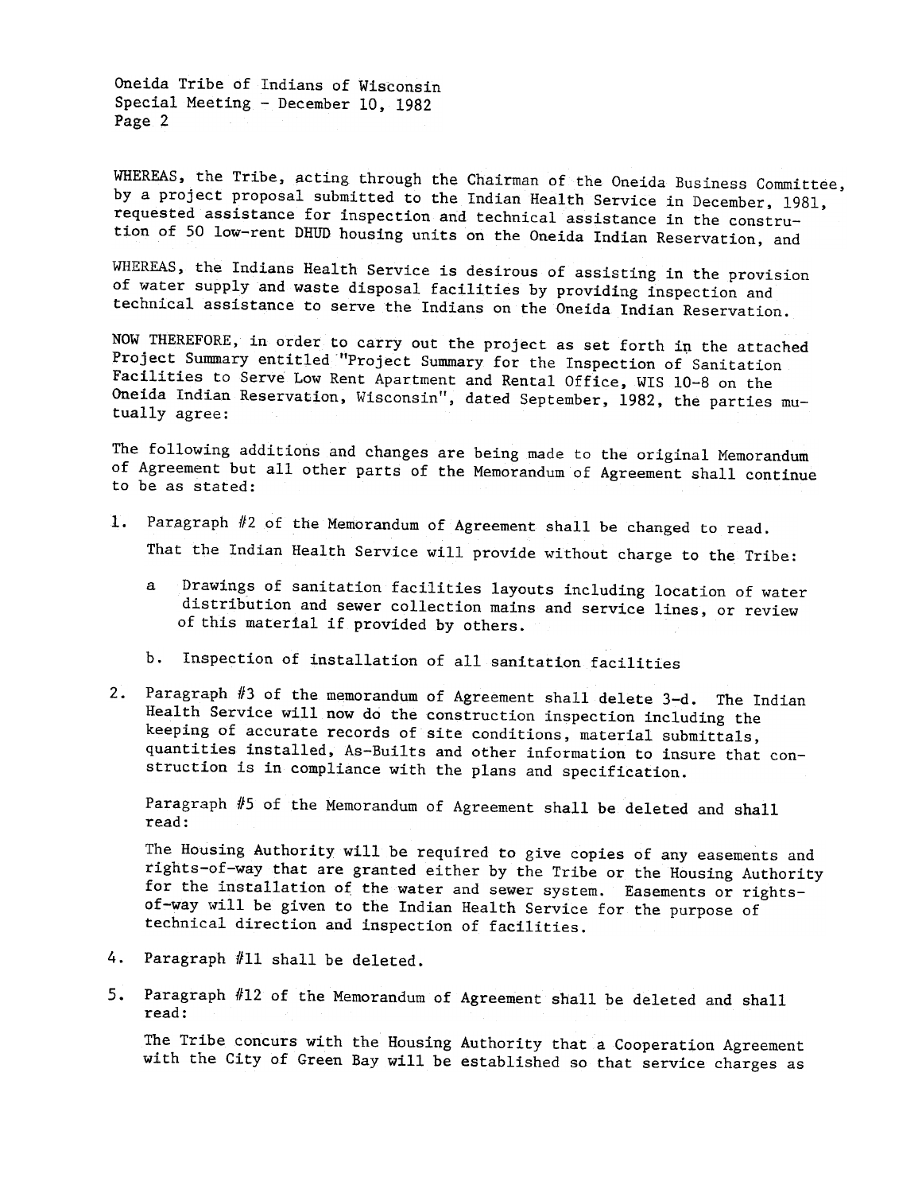Oneida Tribe of Indians of Wisconsin
Special Meeting - December 10, 1982

WHEREAS, the Tribe, acting through the Chairman of the Oneida Business Committee, by a project proposal submitted to the Indian Health Service in December, 1981, requested assistance for inspection and technical assistance in the constru-tion of 50 low-rent DHUD housing units on the Oneida Indian Reservation, and

WHEREAS, the Indians Health Service is desirous of assisting in the provision of water supply and waste disposal facilities by providing inspection and technical assistance to serve the Indians on the Oneida Indian Reservation.

NOW THEREFORE, in order to carry out the project as set forth in the attached Project Summary entitled "Project Summary for the Inspection of Sanitation Facilities to Serve Low Rent Apartment and Rental Office, WIS 10-8 on the Oneida Indian Reservation, Wisconsin", dated September, 1982, the parties mutually agree:

The following additions and changes are being made to the original Memorandum of Agreement but all other parts of the Memorandum of Agreement shall continue to be as stated:

1. Paragraph #2 of the Memorandum of Agreement shall be changed to read.

   That the Indian Health Service will provide without charge to the Tribe:

   a Drawings of sanitation facilities layouts including location of water distribution and sewer collection mains and service lines, or review of this material if provided by others.

   b. Inspection of installation of all sanitation facilities

2. Paragraph #3 of the memorandum of Agreement shall delete 3-d. The Indian Health Service will now do the construction inspection including the keeping of accurate records of site conditions, material submittals, quantities installed, As-Builts and other information to insure that construction is in compliance with the plans and specification.

   Paragraph #5 of the Memorandum of Agreement shall be deleted and shall read:

   The Housing Authority will be required to give copies of any easements and rights-of-way that are granted either by the Tribe or the Housing Authority for the installation of the water and sewer system. Easements or rights-of-way will be given to the Indian Health Service for the purpose of technical direction and inspection of facilities.

4. Paragraph #11 shall be deleted.

5. Paragraph #12 of the Memorandum of Agreement shall be deleted and shall read:

   The Tribe concurs with the Housing Authority that a Cooperation Agreement with the City of Green Bay will be established so that service charges as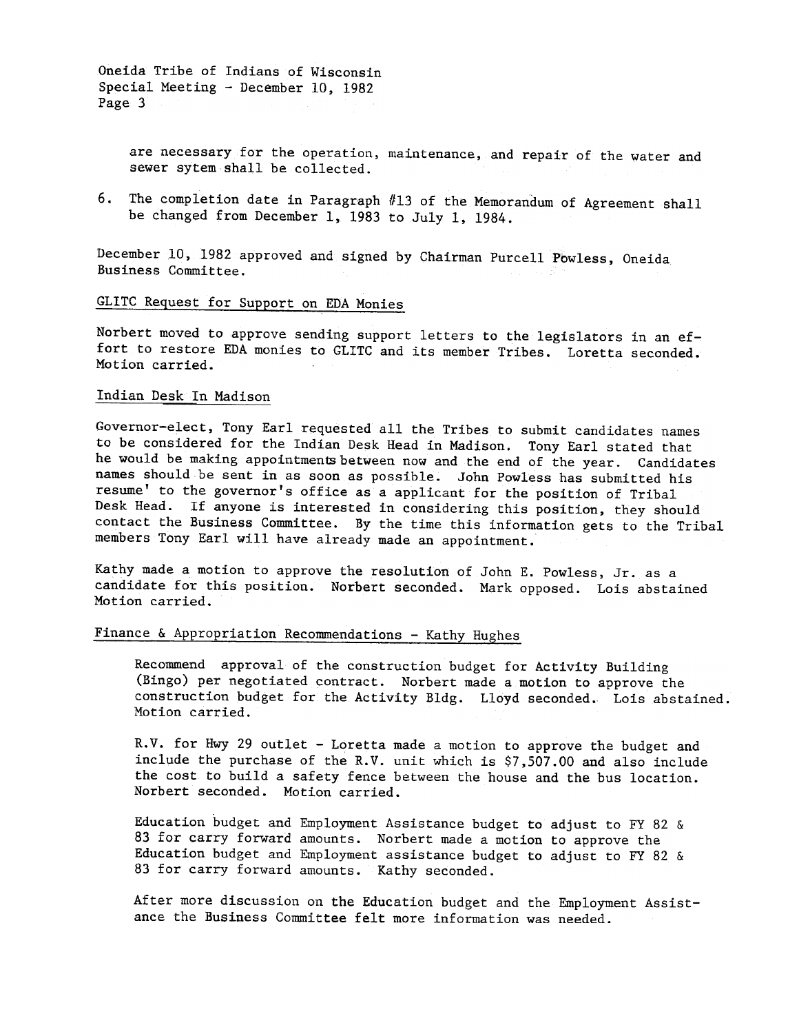are necessary for the operation, maintenance, and repair of the water and sewer sytem shall be collected.

6. The completion date in Paragraph #13 of the Memorandum of Agreement shall be changed from December 1, 1983 to July 1, 1984.

December 10, 1982 approved and signed by Chairman Purcell Powless, Oneida Business Committee.

## GLITC Request for Support on EDA Monies

Norbert moved to approve sending support letters to the legislators in an effort to restore EDA monies to GLITC and its member Tribes. Loretta seconded. Motion carried.

## Indian Desk In Madison

Governor-elect, Tony Earl requested all the Tribes to submit candidates names to be considered for the Indian Desk Head in Madison. Tony Earl stated that he would be making appointments between now and the end of the year. Candidates names should be sent in as soon as possible. John Powless has submitted his resume' to the governor's office as a applicant for the position of Tribal Desk Head. If anyone is interested in considering this position, they should contact the Business Committee. By the time this information gets to the Tribal members Tony Earl will have already made an appointment.

Kathy made a motion to approve the resolution of John E. Powless, Jr. as a candidate for this position. Norbert seconded. Mark opposed. Lois abstained Motion carried.

## Finance & Appropriation Recommendations - Kathy Hughes

Recommend approval of the construction budget for Activity Building (Bingo) per negotiated contract. Norbert made a motion to approve the construction budget for the Activity Bldg. Lloyd seconded. Lois abstained. Motion carried.

R.V. for Hwy 29 outlet - Loretta made a motion to approve the budget and include the purchase of the R.V. unit which is $7,507.00 and also include the cost to build a safety fence between the house and the bus location. Norbert seconded. Motion carried.

Education budget and Employment Assistance budget to adjust to FY 82 & 83 for carry forward amounts. Norbert made a motion to approve the Education budget and Employment assistance budget to adjust to FY 82 & 83 for carry forward amounts. Kathy seconded.

After more discussion on the Education budget and the Employment Assistance the Business Committee felt more information was needed.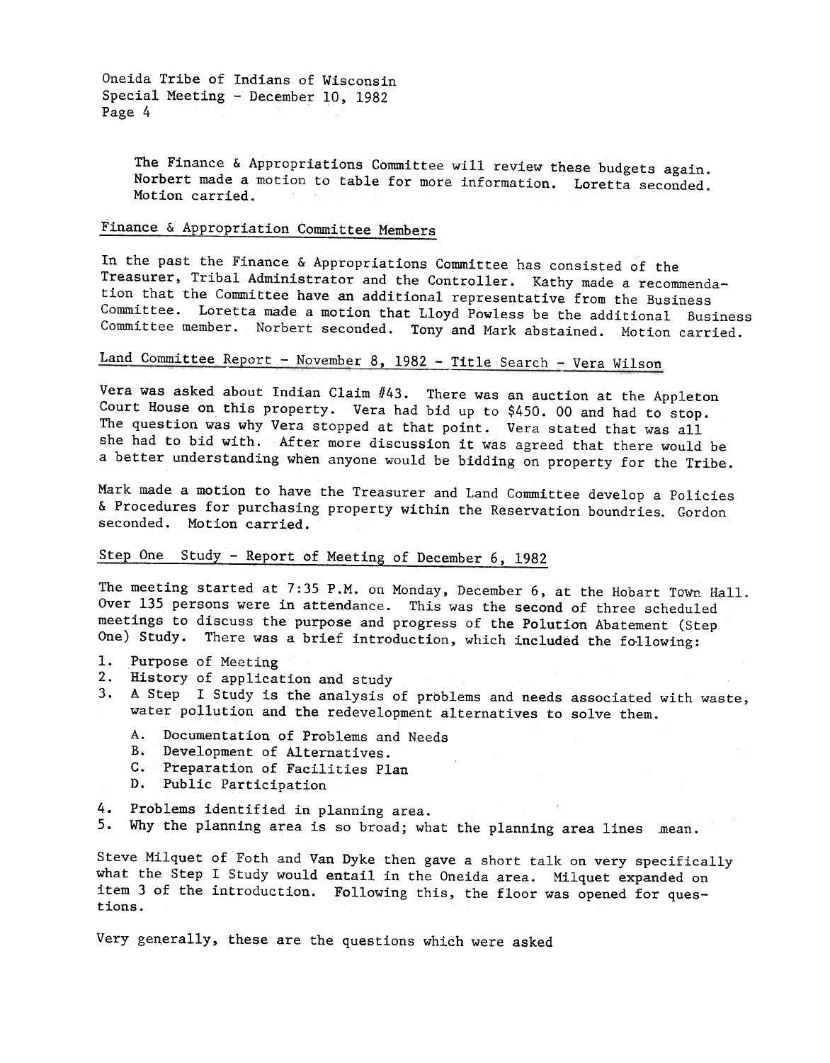The Finance & Appropriations Committee will review these budgets again. Norbert made a motion to table for more information. Loretta seconded. Motion carried.

## Finance & Appropriation Committee Members

In the past the Finance & Appropriations Committee has consisted of the Treasurer, Tribal Administrator and the Controller. Kathy made a recommendation that the Committee have an additional representative from the Business Committee. Loretta made a motion that Lloyd Powless be the additional Business Committee member. Norbert seconded. Tony and Mark abstained. Motion carried.

## Land Committee Report - November 8, 1982 - Title Search - Vera Wilson

Vera was asked about Indian Claim #43. There was an auction at the Appleton Court House on this property. Vera had bid up to $450. 00 and had to stop. The question was why Vera stopped at that point. Vera stated that was all she had to bid with. After more discussion it was agreed that there would be a better understanding when anyone would be bidding on property for the Tribe.

Mark made a motion to have the Treasurer and Land Committee develop a Policies & Procedures for purchasing property within the Reservation boundries. Gordon seconded. Motion carried.

## Step One Study - Report of Meeting of December 6, 1982

The meeting started at 7:35 P.M. on Monday, December 6, at the Hobart Town Hall. Over 135 persons were in attendance. This was the second of three scheduled meetings to discuss the purpose and progress of the Polution Abatement (Step One) Study. There was a brief introduction, which included the following:

1. Purpose of Meeting
2. History of application and study
3. A Step I Study is the analysis of problems and needs associated with waste, water pollution and the redevelopment alternatives to solve them.
   - A. Documentation of Problems and Needs
   - B. Development of Alternatives.
   - C. Preparation of Facilities Plan
   - D. Public Participation
4. Problems identified in planning area.
5. Why the planning area is so broad; what the planning area lines mean.

Steve Milquet of Foth and Van Dyke then gave a short talk on very specifically what the Step I Study would entail in the Oneida area. Milquet expanded on item 3 of the introduction. Following this, the floor was opened for questions.

Very generally, these are the questions which were asked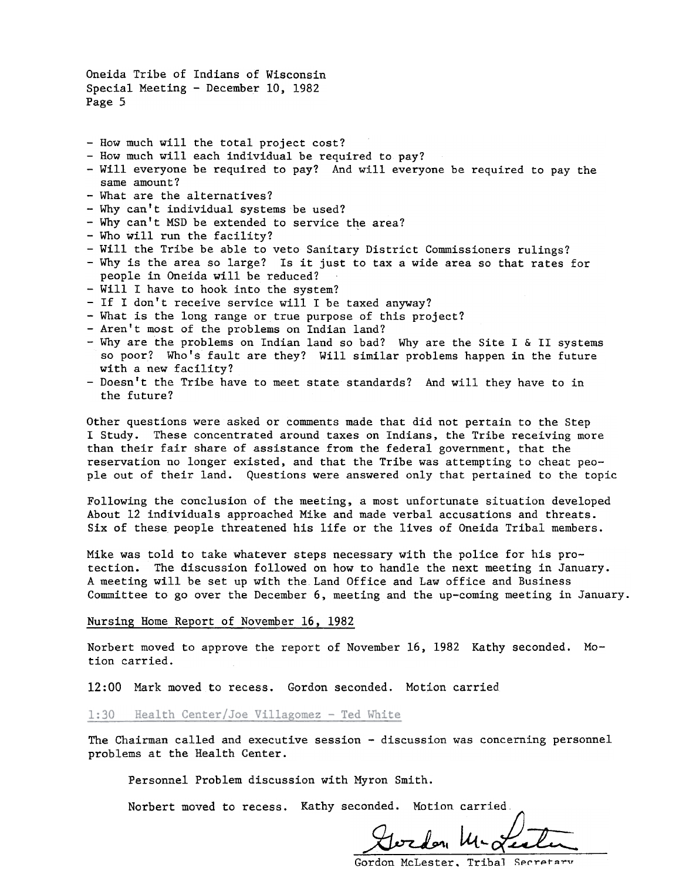- How much will the total project cost?
- How much will each individual be required to pay?
- Will everyone be required to pay? And will everyone be required to pay the same amount?
- What are the alternatives?
- Why can't individual systems be used?
- Why can't MSD be extended to service the area?
- Who will run the facility?
- Will the Tribe be able to veto Sanitary District Commissioners rulings?
- Why is the area so large? Is it just to tax a wide area so that rates for people in Oneida will be reduced?
- Will I have to hook into the system?
- If I don't receive service will I be taxed anyway?
- What is the long range or true purpose of this project?
- Aren't most of the problems on Indian land?
- Why are the problems on Indian land so bad? Why are the Site I & II systems so poor? Who's fault are they? Will similar problems happen in the future with a new facility?
- Doesn't the Tribe have to meet state standards? And will they have to in the future?

Other questions were asked or comments made that did not pertain to the Step I Study. These concentrated around taxes on Indians, the Tribe receiving more than their fair share of assistance from the federal government, that the reservation no longer existed, and that the Tribe was attempting to cheat people out of their land. Questions were answered only that pertained to the topic

Following the conclusion of the meeting, a most unfortunate situation developed About 12 individuals approached Mike and made verbal accusations and threats. Six of these people threatened his life or the lives of Oneida Tribal members.

Mike was told to take whatever steps necessary with the police for his protection. The discussion followed on how to handle the next meeting in January. A meeting will be set up with the Land Office and Law office and Business Committee to go over the December 6, meeting and the up-coming meeting in January.

## Nursing Home Report of November 16, 1982

Norbert moved to approve the report of November 16, 1982 Kathy seconded. Motion carried.

12:00 Mark moved to recess. Gordon seconded. Motion carried

## 1:30 Health Center/Joe Villagomez - Ted White

The Chairman called and executive session - discussion was concerning personnel problems at the Health Center.

Personnel Problem discussion with Myron Smith.

Norbert moved to recess. Kathy seconded. Motion carried.

Gordon McLester

Gordon McLester, Tribal Secretary